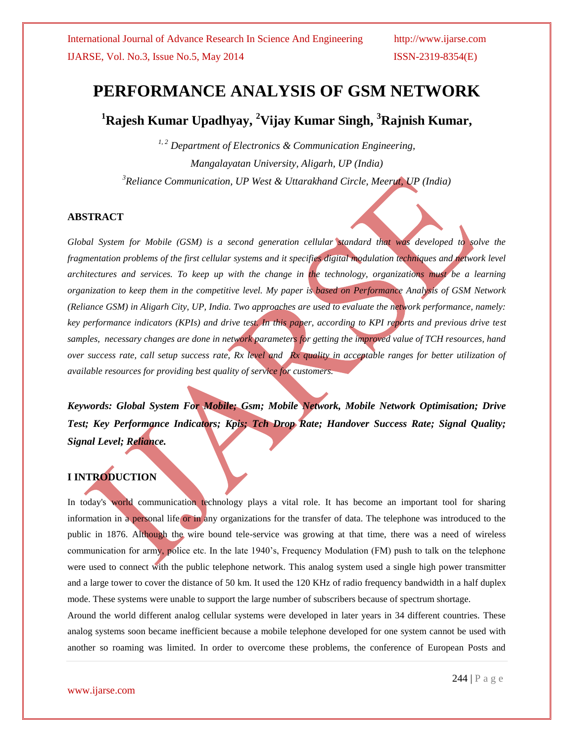# PERFORMANCE ANALYSIS OF GSM NETWORK

## [1]Rajesh Kumar Upadhyay, [2]Vijay Kumar Singh, [3]Rajnish Kumar,

*[1,2] Department of Electronics & Communication Engineering,*
*Mangalayatan University, Aligarh, UP (India)*
*[3]Reliance Communication, UP West & Uttarakhand Circle, Meerut, UP (India)*

### ABSTRACT

*Global System for Mobile (GSM) is a second generation cellular standard that was developed to solve the fragmentation problems of the first cellular systems and it specifies digital modulation techniques and network level architectures and services. To keep up with the change in the technology, organizations must be a learning organization to keep them in the competitive level. My paper is based on Performance Analysis of GSM Network (Reliance GSM) in Aligarh City, UP, India. Two approaches are used to evaluate the network performance, namely: key performance indicators (KPIs) and drive test. In this paper, according to KPI reports and previous drive test samples, necessary changes are done in network parameters for getting the improved value of TCH resources, hand over success rate, call setup success rate, Rx level and Rx quality in acceptable ranges for better utilization of available resources for providing best quality of service for customers.*

***Keywords: Global System For Mobile; Gsm; Mobile Network, Mobile Network Optimisation; Drive Test; Key Performance Indicators; Kpis; Tch Drop Rate; Handover Success Rate; Signal Quality; Signal Level; Reliance.***

### I INTRODUCTION

In today's world communication technology plays a vital role. It has become an important tool for sharing information in a personal life or in any organizations for the transfer of data. The telephone was introduced to the public in 1876. Although the wire bound tele-service was growing at that time, there was a need of wireless communication for army, police etc. In the late 1940's, Frequency Modulation (FM) push to talk on the telephone were used to connect with the public telephone network. This analog system used a single high power transmitter and a large tower to cover the distance of 50 km. It used the 120 KHz of radio frequency bandwidth in a half duplex mode. These systems were unable to support the large number of subscribers because of spectrum shortage.

Around the world different analog cellular systems were developed in later years in 34 different countries. These analog systems soon became inefficient because a mobile telephone developed for one system cannot be used with another so roaming was limited. In order to overcome these problems, the conference of European Posts and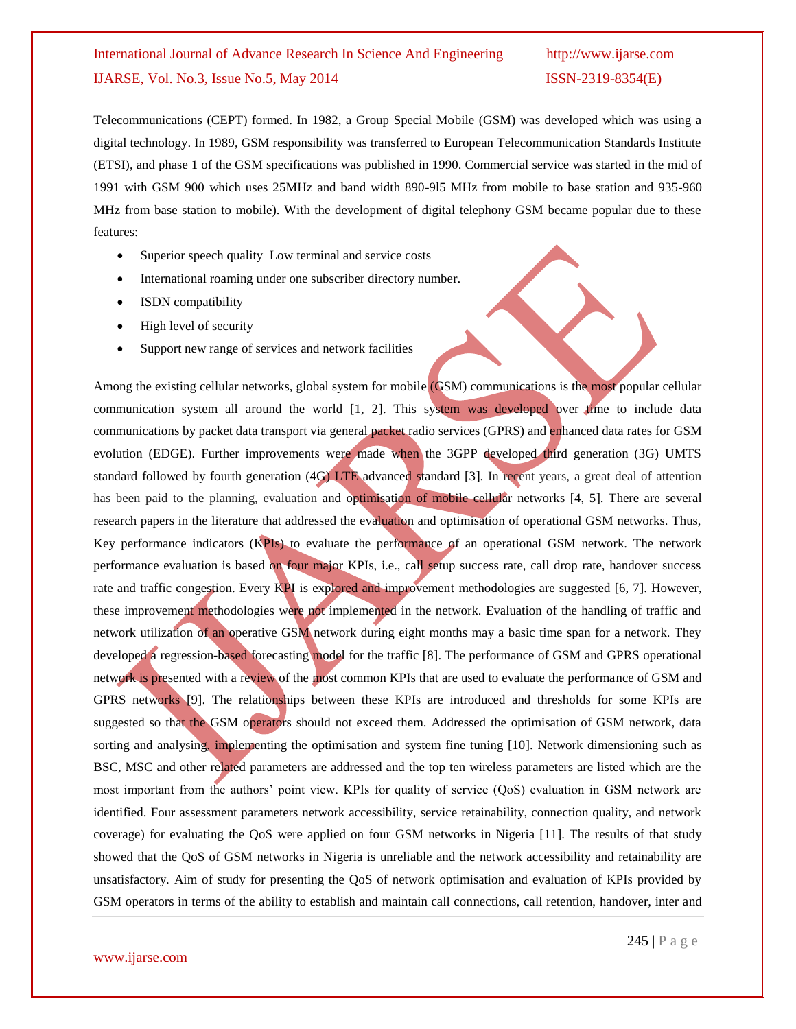Telecommunications (CEPT) formed. In 1982, a Group Special Mobile (GSM) was developed which was using a digital technology. In 1989, GSM responsibility was transferred to European Telecommunication Standards Institute (ETSI), and phase 1 of the GSM specifications was published in 1990. Commercial service was started in the mid of 1991 with GSM 900 which uses 25MHz and band width 890-9l5 MHz from mobile to base station and 935-960 MHz from base station to mobile). With the development of digital telephony GSM became popular due to these features:

- Superior speech quality  Low terminal and service costs
- International roaming under one subscriber directory number.
- ISDN compatibility
- High level of security
- Support new range of services and network facilities

Among the existing cellular networks, global system for mobile (GSM) communications is the most popular cellular communication system all around the world [1, 2]. This system was developed over time to include data communications by packet data transport via general packet radio services (GPRS) and enhanced data rates for GSM evolution (EDGE). Further improvements were made when the 3GPP developed third generation (3G) UMTS standard followed by fourth generation (4G) LTE advanced standard [3]. In recent years, a great deal of attention has been paid to the planning, evaluation and optimisation of mobile cellular networks [4, 5]. There are several research papers in the literature that addressed the evaluation and optimisation of operational GSM networks. Thus, Key performance indicators (KPIs) to evaluate the performance of an operational GSM network. The network performance evaluation is based on four major KPIs, i.e., call setup success rate, call drop rate, handover success rate and traffic congestion. Every KPI is explored and improvement methodologies are suggested [6, 7]. However, these improvement methodologies were not implemented in the network. Evaluation of the handling of traffic and network utilization of an operative GSM network during eight months may a basic time span for a network. They developed a regression-based forecasting model for the traffic [8]. The performance of GSM and GPRS operational network is presented with a review of the most common KPIs that are used to evaluate the performance of GSM and GPRS networks [9]. The relationships between these KPIs are introduced and thresholds for some KPIs are suggested so that the GSM operators should not exceed them. Addressed the optimisation of GSM network, data sorting and analysing, implementing the optimisation and system fine tuning [10]. Network dimensioning such as BSC, MSC and other related parameters are addressed and the top ten wireless parameters are listed which are the most important from the authors' point view. KPIs for quality of service (QoS) evaluation in GSM network are identified. Four assessment parameters network accessibility, service retainability, connection quality, and network coverage) for evaluating the QoS were applied on four GSM networks in Nigeria [11]. The results of that study showed that the QoS of GSM networks in Nigeria is unreliable and the network accessibility and retainability are unsatisfactory. Aim of study for presenting the QoS of network optimisation and evaluation of KPIs provided by GSM operators in terms of the ability to establish and maintain call connections, call retention, handover, inter and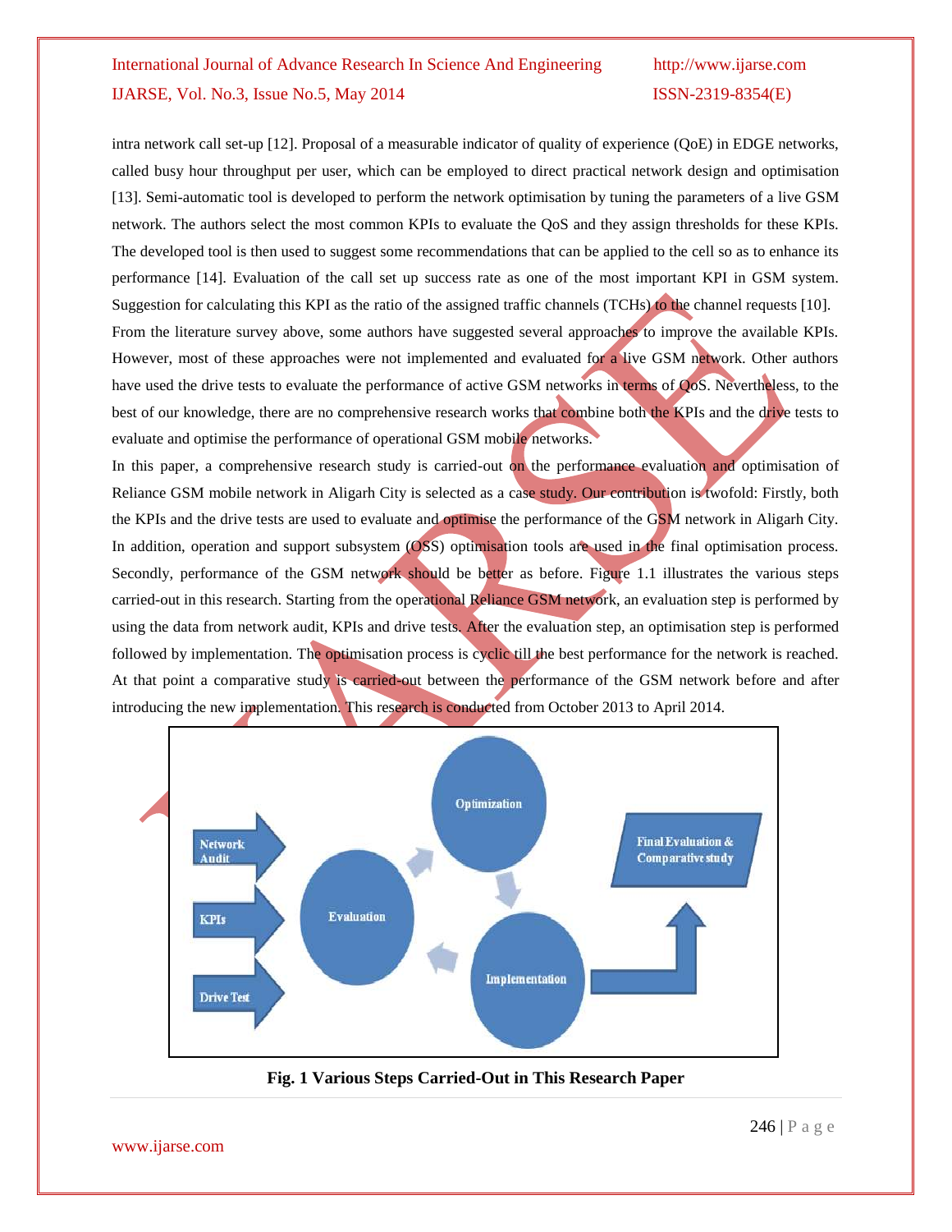intra network call set-up [12]. Proposal of a measurable indicator of quality of experience (QoE) in EDGE networks, called busy hour throughput per user, which can be employed to direct practical network design and optimisation [13]. Semi-automatic tool is developed to perform the network optimisation by tuning the parameters of a live GSM network. The authors select the most common KPIs to evaluate the QoS and they assign thresholds for these KPIs. The developed tool is then used to suggest some recommendations that can be applied to the cell so as to enhance its performance [14]. Evaluation of the call set up success rate as one of the most important KPI in GSM system. Suggestion for calculating this KPI as the ratio of the assigned traffic channels (TCHs) to the channel requests [10].

From the literature survey above, some authors have suggested several approaches to improve the available KPIs. However, most of these approaches were not implemented and evaluated for a live GSM network. Other authors have used the drive tests to evaluate the performance of active GSM networks in terms of QoS. Nevertheless, to the best of our knowledge, there are no comprehensive research works that combine both the KPIs and the drive tests to evaluate and optimise the performance of operational GSM mobile networks.

In this paper, a comprehensive research study is carried-out on the performance evaluation and optimisation of Reliance GSM mobile network in Aligarh City is selected as a case study. Our contribution is twofold: Firstly, both the KPIs and the drive tests are used to evaluate and optimise the performance of the GSM network in Aligarh City. In addition, operation and support subsystem (OSS) optimisation tools are used in the final optimisation process. Secondly, performance of the GSM network should be better as before. Figure 1.1 illustrates the various steps carried-out in this research. Starting from the operational Reliance GSM network, an evaluation step is performed by using the data from network audit, KPIs and drive tests. After the evaluation step, an optimisation step is performed followed by implementation. The optimisation process is cyclic till the best performance for the network is reached. At that point a comparative study is carried-out between the performance of the GSM network before and after introducing the new implementation. This research is conducted from October 2013 to April 2014.

Network Audit

KPIs

Drive Test

Evaluation

Optimization

Implementation

Final Evaluation & Comparative study

**Fig. 1 Various Steps Carried-Out in This Research Paper**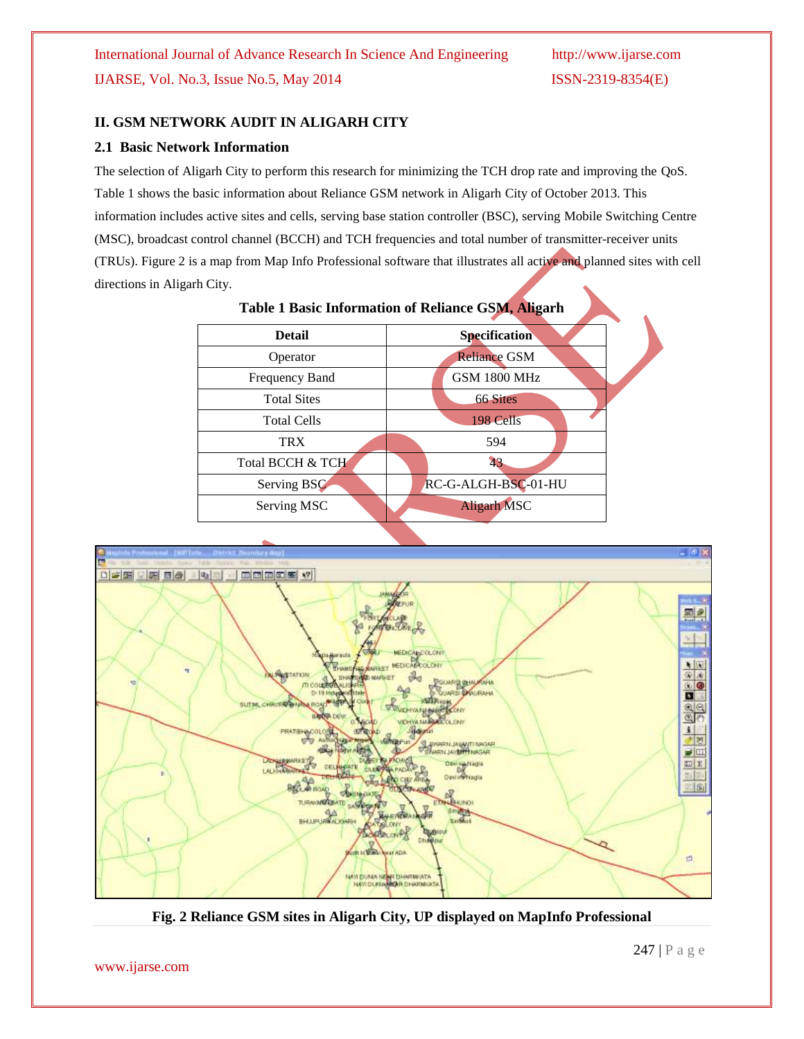## II. GSM NETWORK AUDIT IN ALIGARH CITY

### 2.1 Basic Network Information

The selection of Aligarh City to perform this research for minimizing the TCH drop rate and improving the QoS. Table 1 shows the basic information about Reliance GSM network in Aligarh City of October 2013. This information includes active sites and cells, serving base station controller (BSC), serving Mobile Switching Centre (MSC), broadcast control channel (BCCH) and TCH frequencies and total number of transmitter-receiver units (TRUs). Figure 2 is a map from Map Info Professional software that illustrates all active and planned sites with cell directions in Aligarh City.

**Table 1 Basic Information of Reliance GSM, Aligarh**

| Detail | Specification |
|---|---|
| Operator | Reliance GSM |
| Frequency Band | GSM 1800 MHz |
| Total Sites | 66 Sites |
| Total Cells | 198 Cells |
| TRX | 594 |
| Total BCCH & TCH | 43 |
| Serving BSC | RC-G-ALGH-BSC-01-HU |
| Serving MSC | Aligarh MSC |

**Fig. 2 Reliance GSM sites in Aligarh City, UP displayed on MapInfo Professional**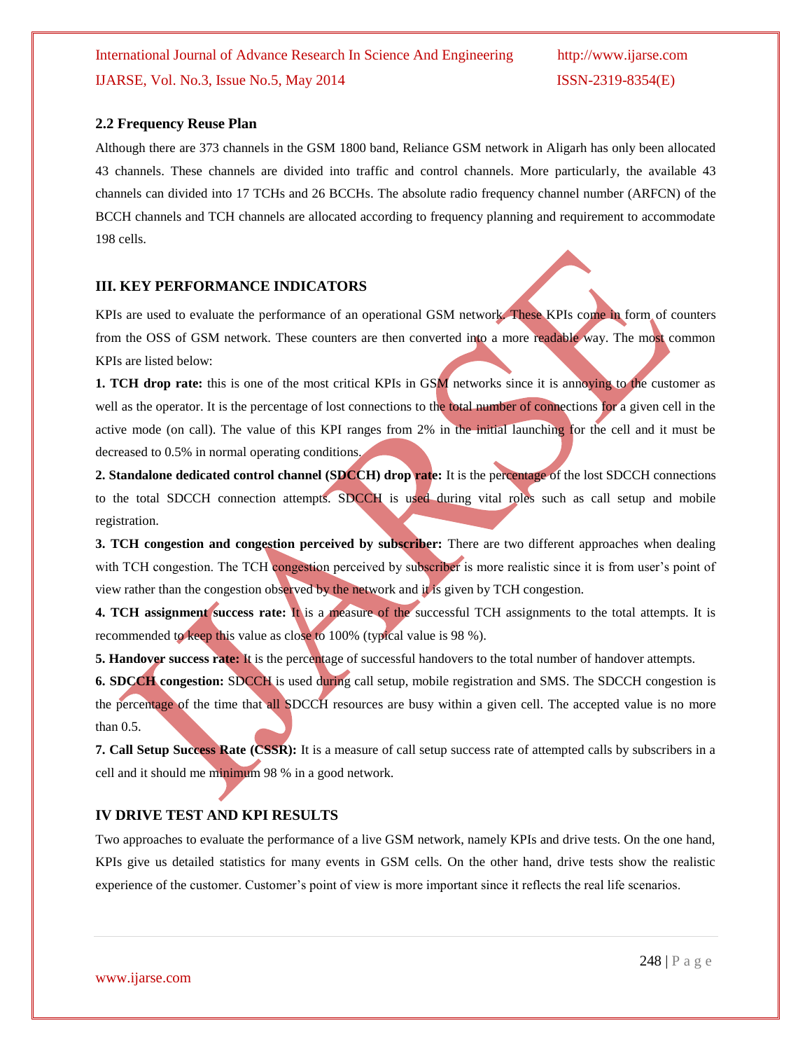### 2.2 Frequency Reuse Plan

Although there are 373 channels in the GSM 1800 band, Reliance GSM network in Aligarh has only been allocated 43 channels. These channels are divided into traffic and control channels. More particularly, the available 43 channels can divided into 17 TCHs and 26 BCCHs. The absolute radio frequency channel number (ARFCN) of the BCCH channels and TCH channels are allocated according to frequency planning and requirement to accommodate 198 cells.

## III. KEY PERFORMANCE INDICATORS

KPIs are used to evaluate the performance of an operational GSM network. These KPIs come in form of counters from the OSS of GSM network. These counters are then converted into a more readable way. The most common KPIs are listed below:

**1. TCH drop rate:** this is one of the most critical KPIs in GSM networks since it is annoying to the customer as well as the operator. It is the percentage of lost connections to the total number of connections for a given cell in the active mode (on call). The value of this KPI ranges from 2% in the initial launching for the cell and it must be decreased to 0.5% in normal operating conditions.

**2. Standalone dedicated control channel (SDCCH) drop rate:** It is the percentage of the lost SDCCH connections to the total SDCCH connection attempts. SDCCH is used during vital roles such as call setup and mobile registration.

**3. TCH congestion and congestion perceived by subscriber:** There are two different approaches when dealing with TCH congestion. The TCH congestion perceived by subscriber is more realistic since it is from user's point of view rather than the congestion observed by the network and it is given by TCH congestion.

**4. TCH assignment success rate:** It is a measure of the successful TCH assignments to the total attempts. It is recommended to keep this value as close to 100% (typical value is 98 %).

**5. Handover success rate:** It is the percentage of successful handovers to the total number of handover attempts.

**6. SDCCH congestion:** SDCCH is used during call setup, mobile registration and SMS. The SDCCH congestion is the percentage of the time that all SDCCH resources are busy within a given cell. The accepted value is no more than 0.5.

**7. Call Setup Success Rate (CSSR):** It is a measure of call setup success rate of attempted calls by subscribers in a cell and it should me minimum 98 % in a good network.

## IV DRIVE TEST AND KPI RESULTS

Two approaches to evaluate the performance of a live GSM network, namely KPIs and drive tests. On the one hand, KPIs give us detailed statistics for many events in GSM cells. On the other hand, drive tests show the realistic experience of the customer. Customer's point of view is more important since it reflects the real life scenarios.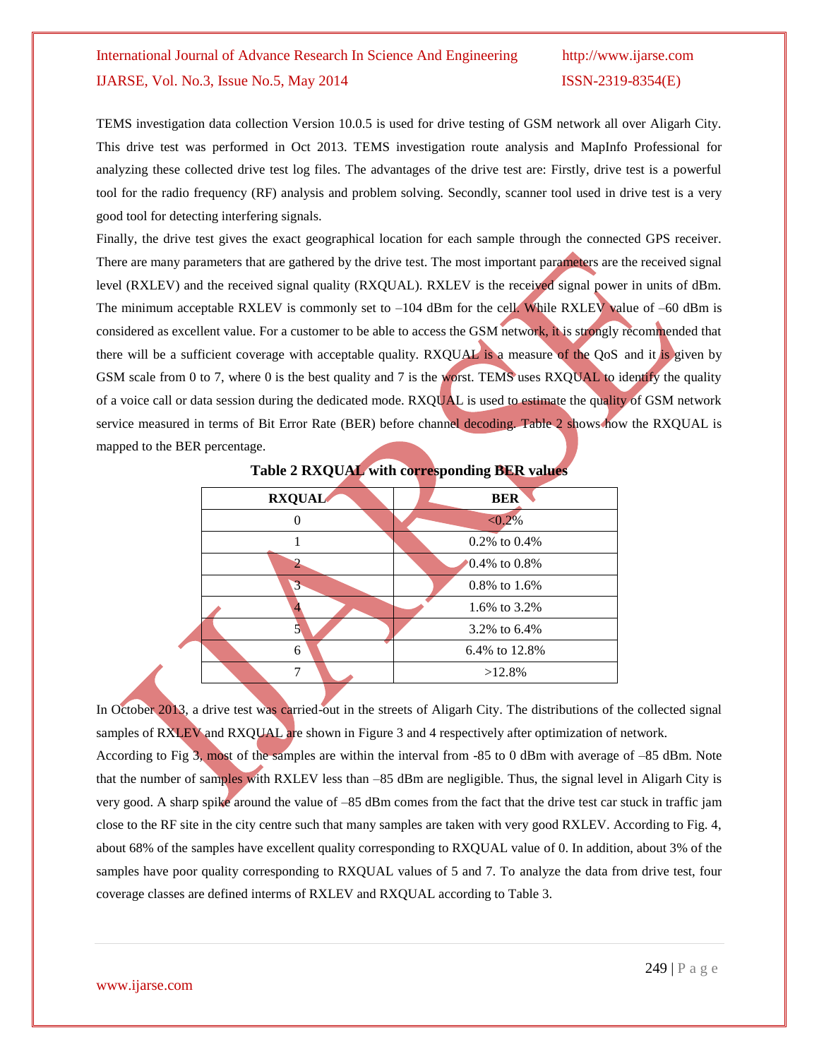TEMS investigation data collection Version 10.0.5 is used for drive testing of GSM network all over Aligarh City. This drive test was performed in Oct 2013. TEMS investigation route analysis and MapInfo Professional for analyzing these collected drive test log files. The advantages of the drive test are: Firstly, drive test is a powerful tool for the radio frequency (RF) analysis and problem solving. Secondly, scanner tool used in drive test is a very good tool for detecting interfering signals.

Finally, the drive test gives the exact geographical location for each sample through the connected GPS receiver. There are many parameters that are gathered by the drive test. The most important parameters are the received signal level (RXLEV) and the received signal quality (RXQUAL). RXLEV is the received signal power in units of dBm. The minimum acceptable RXLEV is commonly set to –104 dBm for the cell. While RXLEV value of –60 dBm is considered as excellent value. For a customer to be able to access the GSM network, it is strongly recommended that there will be a sufficient coverage with acceptable quality. RXQUAL is a measure of the QoS and it is given by GSM scale from 0 to 7, where 0 is the best quality and 7 is the worst. TEMS uses RXQUAL to identify the quality of a voice call or data session during the dedicated mode. RXQUAL is used to estimate the quality of GSM network service measured in terms of Bit Error Rate (BER) before channel decoding. Table 2 shows how the RXQUAL is mapped to the BER percentage.

**Table 2 RXQUAL with corresponding BER values**

| RXQUAL | BER |
|---|---|
| 0 | <0.2% |
| 1 | 0.2% to 0.4% |
| 2 | 0.4% to 0.8% |
| 3 | 0.8% to 1.6% |
| 4 | 1.6% to 3.2% |
| 5 | 3.2% to 6.4% |
| 6 | 6.4% to 12.8% |
| 7 | >12.8% |

In October 2013, a drive test was carried-out in the streets of Aligarh City. The distributions of the collected signal samples of RXLEV and RXQUAL are shown in Figure 3 and 4 respectively after optimization of network.

According to Fig 3, most of the samples are within the interval from -85 to 0 dBm with average of –85 dBm. Note that the number of samples with RXLEV less than –85 dBm are negligible. Thus, the signal level in Aligarh City is very good. A sharp spike around the value of –85 dBm comes from the fact that the drive test car stuck in traffic jam close to the RF site in the city centre such that many samples are taken with very good RXLEV. According to Fig. 4, about 68% of the samples have excellent quality corresponding to RXQUAL value of 0. In addition, about 3% of the samples have poor quality corresponding to RXQUAL values of 5 and 7. To analyze the data from drive test, four coverage classes are defined interms of RXLEV and RXQUAL according to Table 3.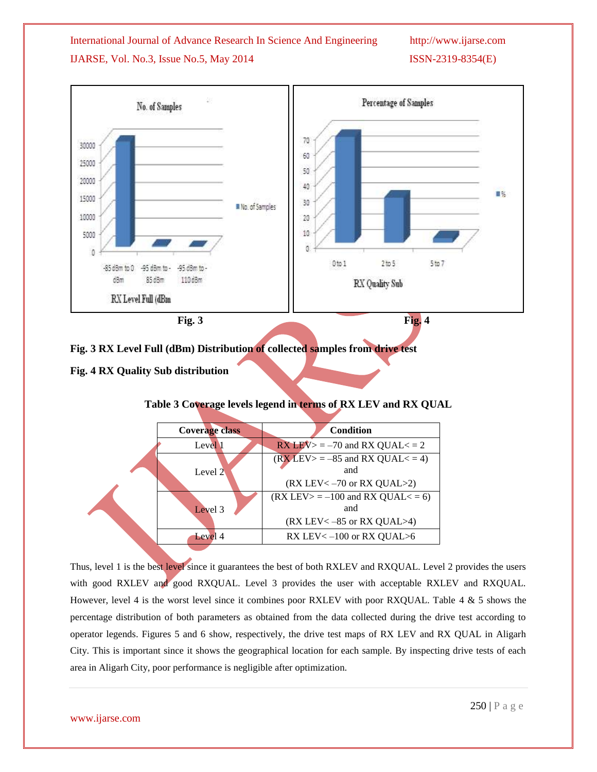Fig. 3

Fig. 4

**Fig. 3 RX Level Full (dBm) Distribution of collected samples from drive test**

**Fig. 4 RX Quality Sub distribution**

**Table 3 Coverage levels legend in terms of RX LEV and RX QUAL**

| Coverage class | Condition |
|---|---|
| Level 1 | RX LEV> = –70 and RX QUAL< = 2 |
| Level 2 | (RX LEV> = –85 and RX QUAL< = 4) and (RX LEV< –70 or RX QUAL>2) |
| Level 3 | (RX LEV> = –100 and RX QUAL< = 6) and (RX LEV< –85 or RX QUAL>4) |
| Level 4 | RX LEV< –100 or RX QUAL>6 |

Thus, level 1 is the best level since it guarantees the best of both RXLEV and RXQUAL. Level 2 provides the users with good RXLEV and good RXQUAL. Level 3 provides the user with acceptable RXLEV and RXQUAL. However, level 4 is the worst level since it combines poor RXLEV with poor RXQUAL. Table 4 & 5 shows the percentage distribution of both parameters as obtained from the data collected during the drive test according to operator legends. Figures 5 and 6 show, respectively, the drive test maps of RX LEV and RX QUAL in Aligarh City. This is important since it shows the geographical location for each sample. By inspecting drive tests of each area in Aligarh City, poor performance is negligible after optimization.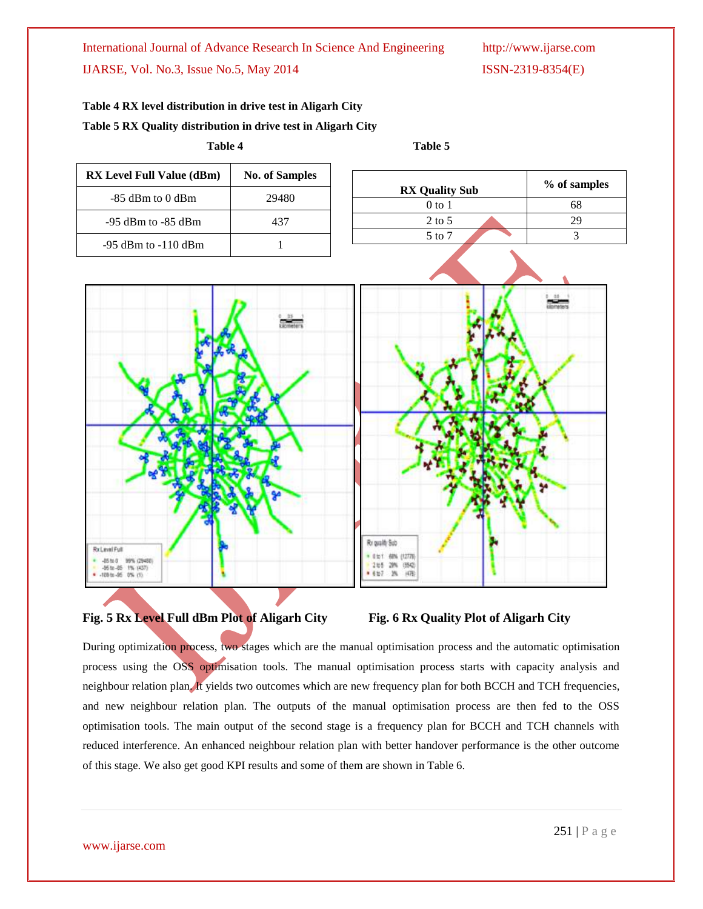**Table 4 RX level distribution in drive test in Aligarh City**

**Table 5 RX Quality distribution in drive test in Aligarh City**

**Table 4**

| RX Level Full Value (dBm) | No. of Samples |
|---|---|
| -85 dBm to 0 dBm | 29480 |
| -95 dBm to -85 dBm | 437 |
| -95 dBm to -110 dBm | 1 |

**Table 5**

| RX Quality Sub | % of samples |
|---|---|
| 0 to 1 | 68 |
| 2 to 5 | 29 |
| 5 to 7 | 3 |

**Fig. 5 Rx Level Full dBm Plot of Aligarh City**

**Fig. 6 Rx Quality Plot of Aligarh City**

During optimization process, two stages which are the manual optimisation process and the automatic optimisation process using the OSS optimisation tools. The manual optimisation process starts with capacity analysis and neighbour relation plan. It yields two outcomes which are new frequency plan for both BCCH and TCH frequencies, and new neighbour relation plan. The outputs of the manual optimisation process are then fed to the OSS optimisation tools. The main output of the second stage is a frequency plan for BCCH and TCH channels with reduced interference. An enhanced neighbour relation plan with better handover performance is the other outcome of this stage. We also get good KPI results and some of them are shown in Table 6.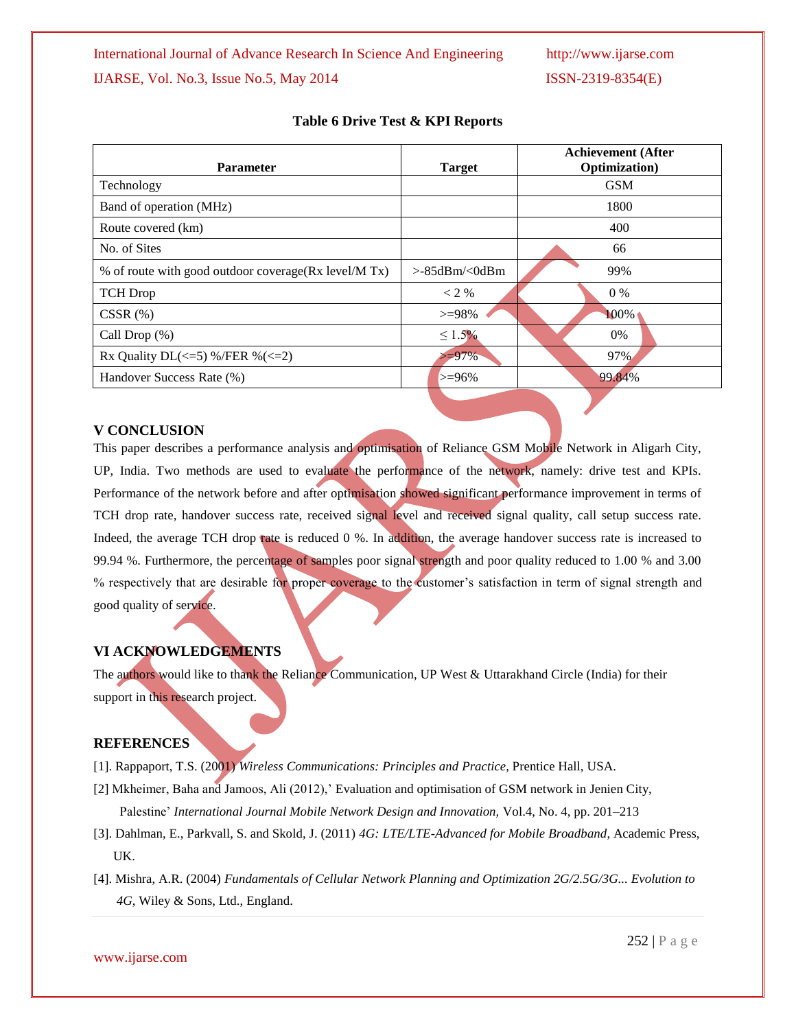**Table 6 Drive Test & KPI Reports**

| Parameter | Target | Achievement (After Optimization) |
|---|---|---|
| Technology | | GSM |
| Band of operation (MHz) | | 1800 |
| Route covered (km) | | 400 |
| No. of Sites | | 66 |
| % of route with good outdoor coverage(Rx level/M Tx) | >-85dBm/<0dBm | 99% |
| TCH Drop | < 2 % | 0 % |
| CSSR (%) | >=98% | 100% |
| Call Drop (%) | ≤ 1.5% | 0% |
| Rx Quality DL(<=5) %/FER %(<=2) | >=97% | 97% |
| Handover Success Rate (%) | >=96% | 99.84% |

## V CONCLUSION

This paper describes a performance analysis and optimisation of Reliance GSM Mobile Network in Aligarh City, UP, India. Two methods are used to evaluate the performance of the network, namely: drive test and KPIs. Performance of the network before and after optimisation showed significant performance improvement in terms of TCH drop rate, handover success rate, received signal level and received signal quality, call setup success rate. Indeed, the average TCH drop rate is reduced 0 %. In addition, the average handover success rate is increased to 99.94 %. Furthermore, the percentage of samples poor signal strength and poor quality reduced to 1.00 % and 3.00 % respectively that are desirable for proper coverage to the customer's satisfaction in term of signal strength and good quality of service.

## VI ACKNOWLEDGEMENTS

The authors would like to thank the Reliance Communication, UP West & Uttarakhand Circle (India) for their support in this research project.

## REFERENCES

[1]. Rappaport, T.S. (2001) *Wireless Communications: Principles and Practice*, Prentice Hall, USA.

[2] Mkheimer, Baha and Jamoos, Ali (2012),' Evaluation and optimisation of GSM network in Jenien City, Palestine' *International Journal Mobile Network Design and Innovation*, Vol.4, No. 4, pp. 201–213

[3]. Dahlman, E., Parkvall, S. and Skold, J. (2011) *4G: LTE/LTE-Advanced for Mobile Broadband*, Academic Press, UK.

[4]. Mishra, A.R. (2004) *Fundamentals of Cellular Network Planning and Optimization 2G/2.5G/3G... Evolution to 4G*, Wiley & Sons, Ltd., England.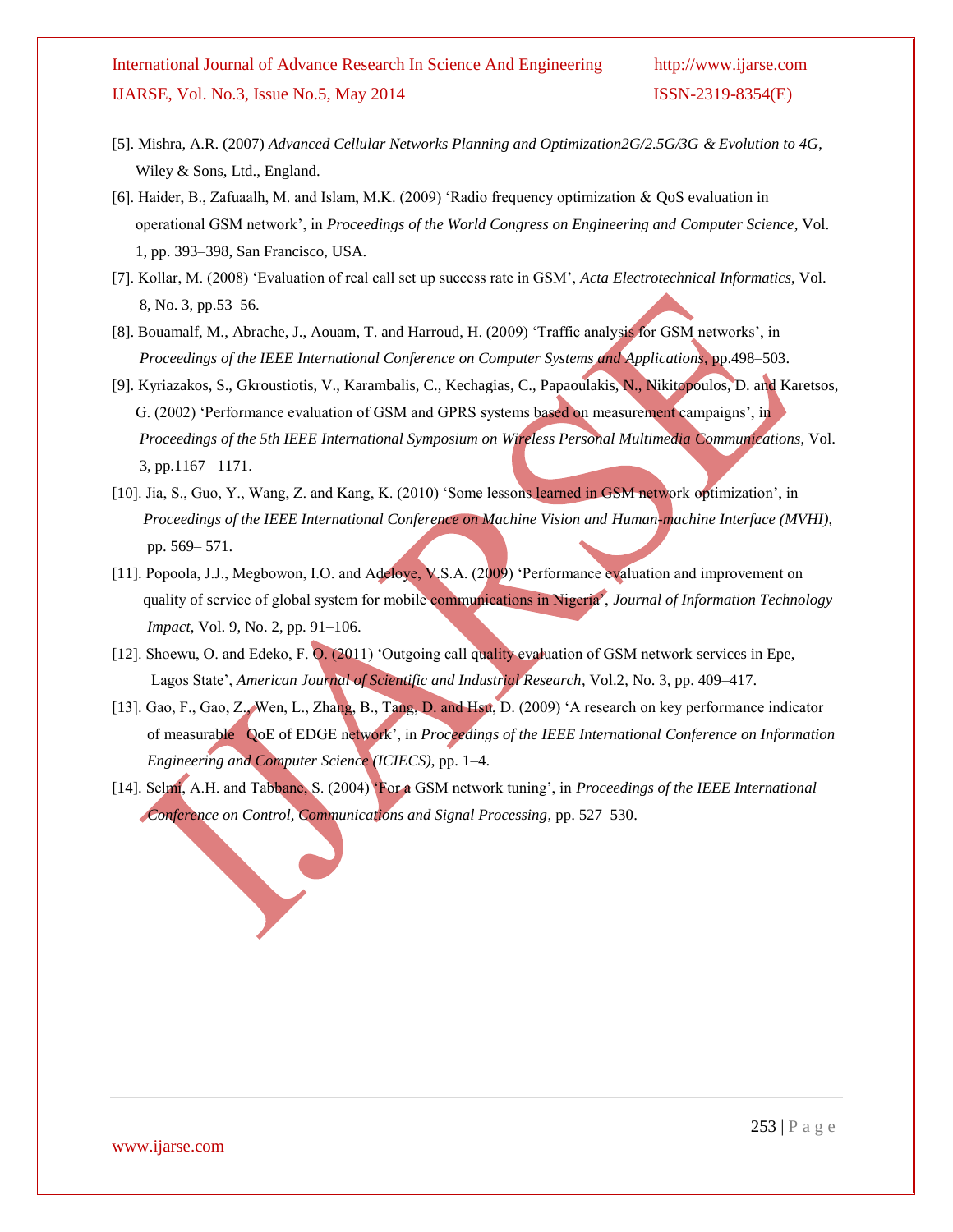[5]. Mishra, A.R. (2007) *Advanced Cellular Networks Planning and Optimization2G/2.5G/3G & Evolution to 4G*, Wiley & Sons, Ltd., England.

[6]. Haider, B., Zafuaalh, M. and Islam, M.K. (2009) 'Radio frequency optimization & QoS evaluation in operational GSM network', in *Proceedings of the World Congress on Engineering and Computer Science*, Vol. 1, pp. 393–398, San Francisco, USA.

[7]. Kollar, M. (2008) 'Evaluation of real call set up success rate in GSM', *Acta Electrotechnical Informatics*, Vol. 8, No. 3, pp.53–56.

[8]. Bouamalf, M., Abrache, J., Aouam, T. and Harroud, H. (2009) 'Traffic analysis for GSM networks', in *Proceedings of the IEEE International Conference on Computer Systems and Applications*, pp.498–503.

[9]. Kyriazakos, S., Gkroustiotis, V., Karambalis, C., Kechagias, C., Papaoulakis, N., Nikitopoulos, D. and Karetsos, G. (2002) 'Performance evaluation of GSM and GPRS systems based on measurement campaigns', in *Proceedings of the 5th IEEE International Symposium on Wireless Personal Multimedia Communications*, Vol. 3, pp.1167– 1171.

[10]. Jia, S., Guo, Y., Wang, Z. and Kang, K. (2010) 'Some lessons learned in GSM network optimization', in *Proceedings of the IEEE International Conference on Machine Vision and Human-machine Interface (MVHI)*, pp. 569– 571.

[11]. Popoola, J.J., Megbowon, I.O. and Adeloye, V.S.A. (2009) 'Performance evaluation and improvement on quality of service of global system for mobile communications in Nigeria', *Journal of Information Technology Impact*, Vol. 9, No. 2, pp. 91–106.

[12]. Shoewu, O. and Edeko, F. O. (2011) 'Outgoing call quality evaluation of GSM network services in Epe, Lagos State', *American Journal of Scientific and Industrial Research*, Vol.2, No. 3, pp. 409–417.

[13]. Gao, F., Gao, Z., Wen, L., Zhang, B., Tang, D. and Hsu, D. (2009) 'A research on key performance indicator of measurable QoE of EDGE network', in *Proceedings of the IEEE International Conference on Information Engineering and Computer Science (ICIECS)*, pp. 1–4.

[14]. Selmi, A.H. and Tabbane, S. (2004) 'For a GSM network tuning', in *Proceedings of the IEEE International Conference on Control, Communications and Signal Processing*, pp. 527–530.